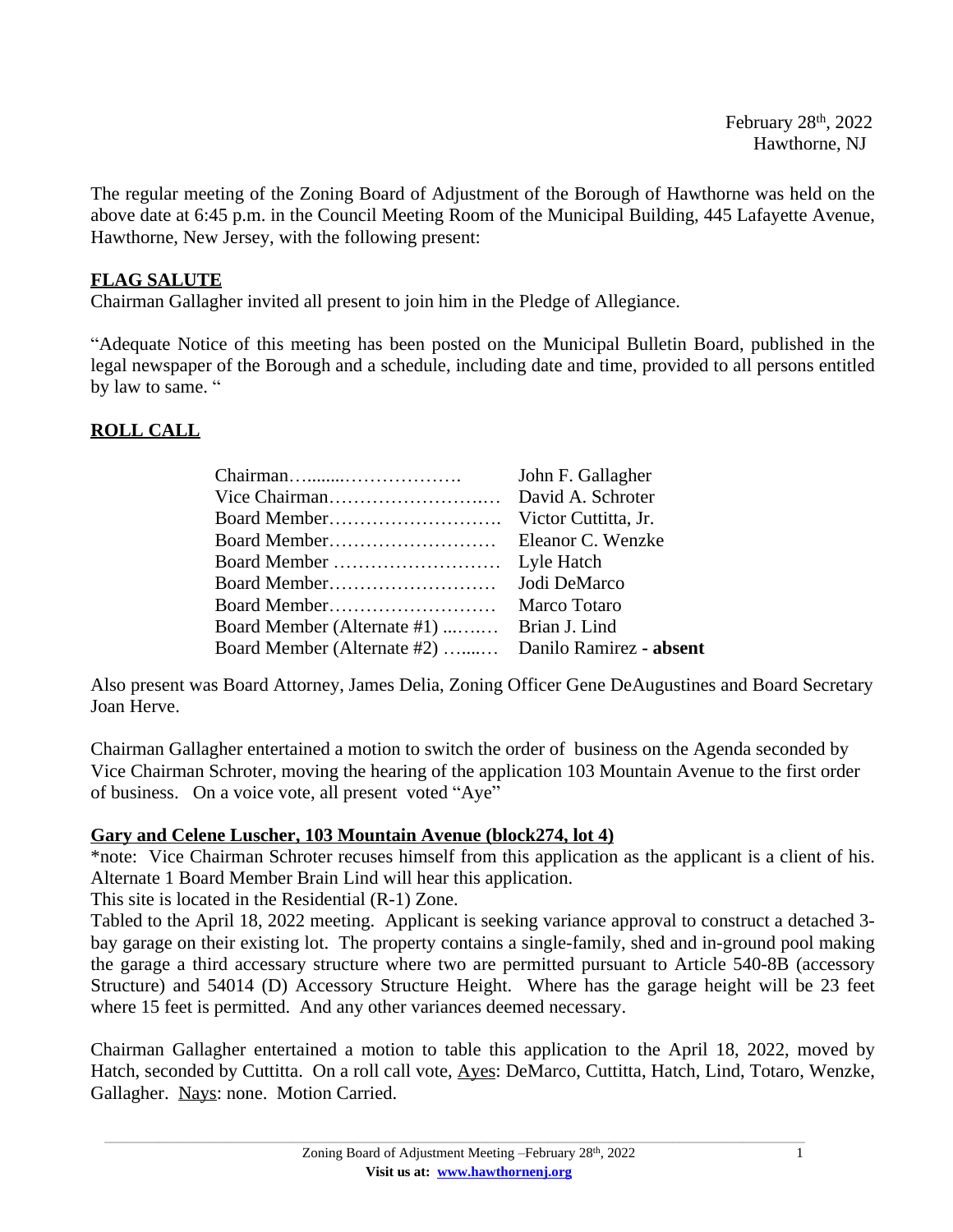February 28th, 2022
Hawthorne, NJ

The regular meeting of the Zoning Board of Adjustment of the Borough of Hawthorne was held on the above date at 6:45 p.m. in the Council Meeting Room of the Municipal Building, 445 Lafayette Avenue, Hawthorne, New Jersey, with the following present:

## FLAG SALUTE

Chairman Gallagher invited all present to join him in the Pledge of Allegiance.

"Adequate Notice of this meeting has been posted on the Municipal Bulletin Board, published in the legal newspaper of the Borough and a schedule, including date and time, provided to all persons entitled by law to same. "

## ROLL CALL

| | |
|---|---|
| Chairman…........………………. | John F. Gallagher |
| Vice Chairman……………………..… | David A. Schroter |
| Board Member………………………. | Victor Cuttitta, Jr. |
| Board Member……………………… | Eleanor C. Wenzke |
| Board Member ……………………… | Lyle Hatch |
| Board Member……………………… | Jodi DeMarco |
| Board Member……………………… | Marco Totaro |
| Board Member (Alternate #1) ...…..… | Brian J. Lind |
| Board Member (Alternate #2) …....… | Danilo Ramirez **- absent** |

Also present was Board Attorney, James Delia, Zoning Officer Gene DeAugustines and Board Secretary Joan Herve.

Chairman Gallagher entertained a motion to switch the order of business on the Agenda seconded by Vice Chairman Schroter, moving the hearing of the application 103 Mountain Avenue to the first order of business. On a voice vote, all present voted "Aye"

## Gary and Celene Luscher, 103 Mountain Avenue (block274, lot 4)

*note: Vice Chairman Schroter recuses himself from this application as the applicant is a client of his. Alternate 1 Board Member Brain Lind will hear this application.

This site is located in the Residential (R-1) Zone.

Tabled to the April 18, 2022 meeting. Applicant is seeking variance approval to construct a detached 3-bay garage on their existing lot. The property contains a single-family, shed and in-ground pool making the garage a third accessory structure where two are permitted pursuant to Article 540-8B (accessory Structure) and 54014 (D) Accessory Structure Height. Where has the garage height will be 23 feet where 15 feet is permitted. And any other variances deemed necessary.

Chairman Gallagher entertained a motion to table this application to the April 18, 2022, moved by Hatch, seconded by Cuttitta. On a roll call vote, Ayes: DeMarco, Cuttitta, Hatch, Lind, Totaro, Wenzke, Gallagher. Nays: none. Motion Carried.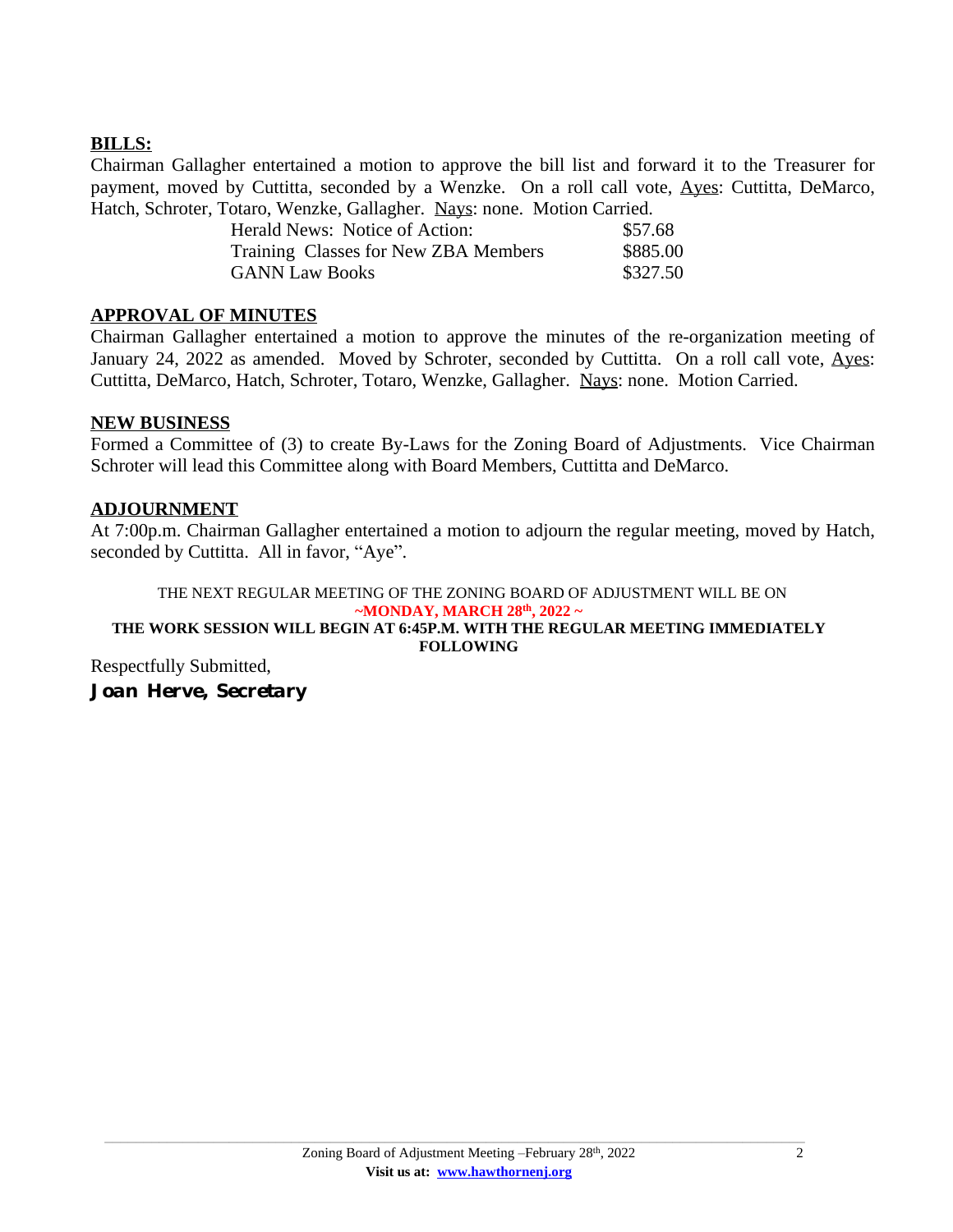**BILLS:**

Chairman Gallagher entertained a motion to approve the bill list and forward it to the Treasurer for payment, moved by Cuttitta, seconded by a Wenzke. On a roll call vote, Ayes: Cuttitta, DeMarco, Hatch, Schroter, Totaro, Wenzke, Gallagher. Nays: none. Motion Carried.

| | |
|---|---|
| Herald News: Notice of Action: | $57.68 |
| Training Classes for New ZBA Members | $885.00 |
| GANN Law Books | $327.50 |

**APPROVAL OF MINUTES**

Chairman Gallagher entertained a motion to approve the minutes of the re-organization meeting of January 24, 2022 as amended. Moved by Schroter, seconded by Cuttitta. On a roll call vote, Ayes: Cuttitta, DeMarco, Hatch, Schroter, Totaro, Wenzke, Gallagher. Nays: none. Motion Carried.

**NEW BUSINESS**

Formed a Committee of (3) to create By-Laws for the Zoning Board of Adjustments. Vice Chairman Schroter will lead this Committee along with Board Members, Cuttitta and DeMarco.

**ADJOURNMENT**

At 7:00p.m. Chairman Gallagher entertained a motion to adjourn the regular meeting, moved by Hatch, seconded by Cuttitta. All in favor, "Aye".

THE NEXT REGULAR MEETING OF THE ZONING BOARD OF ADJUSTMENT WILL BE ON

**~MONDAY, MARCH 28th, 2022 ~**

**THE WORK SESSION WILL BEGIN AT 6:45P.M. WITH THE REGULAR MEETING IMMEDIATELY FOLLOWING**

Respectfully Submitted,

***Joan Herve, Secretary***